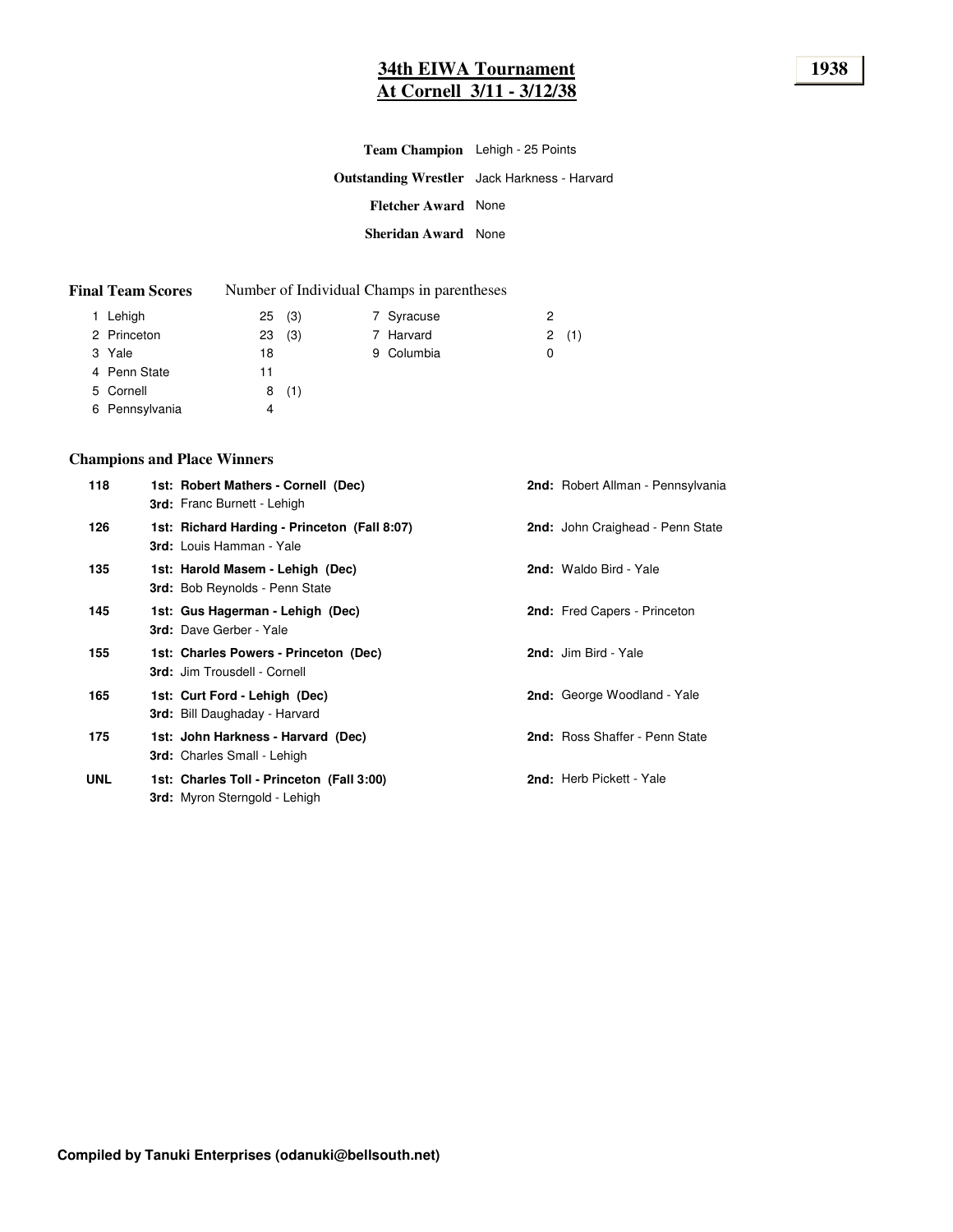# 34th EIWA Tournament
# At Cornell 3/11 - 3/12/38

**1938**

**Team Champion** Lehigh - 25 Points

**Outstanding Wrestler** Jack Harkness - Harvard

**Fletcher Award** None

**Sheridan Award** None

**Final Team Scores** Number of Individual Champs in parentheses

| | Team | Points | Champs | | Team | Points | Champs |
|---|---|---|---|---|---|---|---|
| 1 | Lehigh | 25 | (3) | 7 | Syracuse | 2 | |
| 2 | Princeton | 23 | (3) | 7 | Harvard | 2 | (1) |
| 3 | Yale | 18 | | 9 | Columbia | 0 | |
| 4 | Penn State | 11 | | | | | |
| 5 | Cornell | 8 | (1) | | | | |
| 6 | Pennsylvania | 4 | | | | | |

## Champions and Place Winners

| Weight | 1st / 3rd | 2nd |
|---|---|---|
| 118 | **1st: Robert Mathers - Cornell (Dec)**<br>**3rd:** Franc Burnett - Lehigh | **2nd:** Robert Allman - Pennsylvania |
| 126 | **1st: Richard Harding - Princeton (Fall 8:07)**<br>**3rd:** Louis Hamman - Yale | **2nd:** John Craighead - Penn State |
| 135 | **1st: Harold Masem - Lehigh (Dec)**<br>**3rd:** Bob Reynolds - Penn State | **2nd:** Waldo Bird - Yale |
| 145 | **1st: Gus Hagerman - Lehigh (Dec)**<br>**3rd:** Dave Gerber - Yale | **2nd:** Fred Capers - Princeton |
| 155 | **1st: Charles Powers - Princeton (Dec)**<br>**3rd:** Jim Trousdell - Cornell | **2nd:** Jim Bird - Yale |
| 165 | **1st: Curt Ford - Lehigh (Dec)**<br>**3rd:** Bill Daughaday - Harvard | **2nd:** George Woodland - Yale |
| 175 | **1st: John Harkness - Harvard (Dec)**<br>**3rd:** Charles Small - Lehigh | **2nd:** Ross Shaffer - Penn State |
| UNL | **1st: Charles Toll - Princeton (Fall 3:00)**<br>**3rd:** Myron Sterngold - Lehigh | **2nd:** Herb Pickett - Yale |

**Compiled by Tanuki Enterprises (odanuki@bellsouth.net)**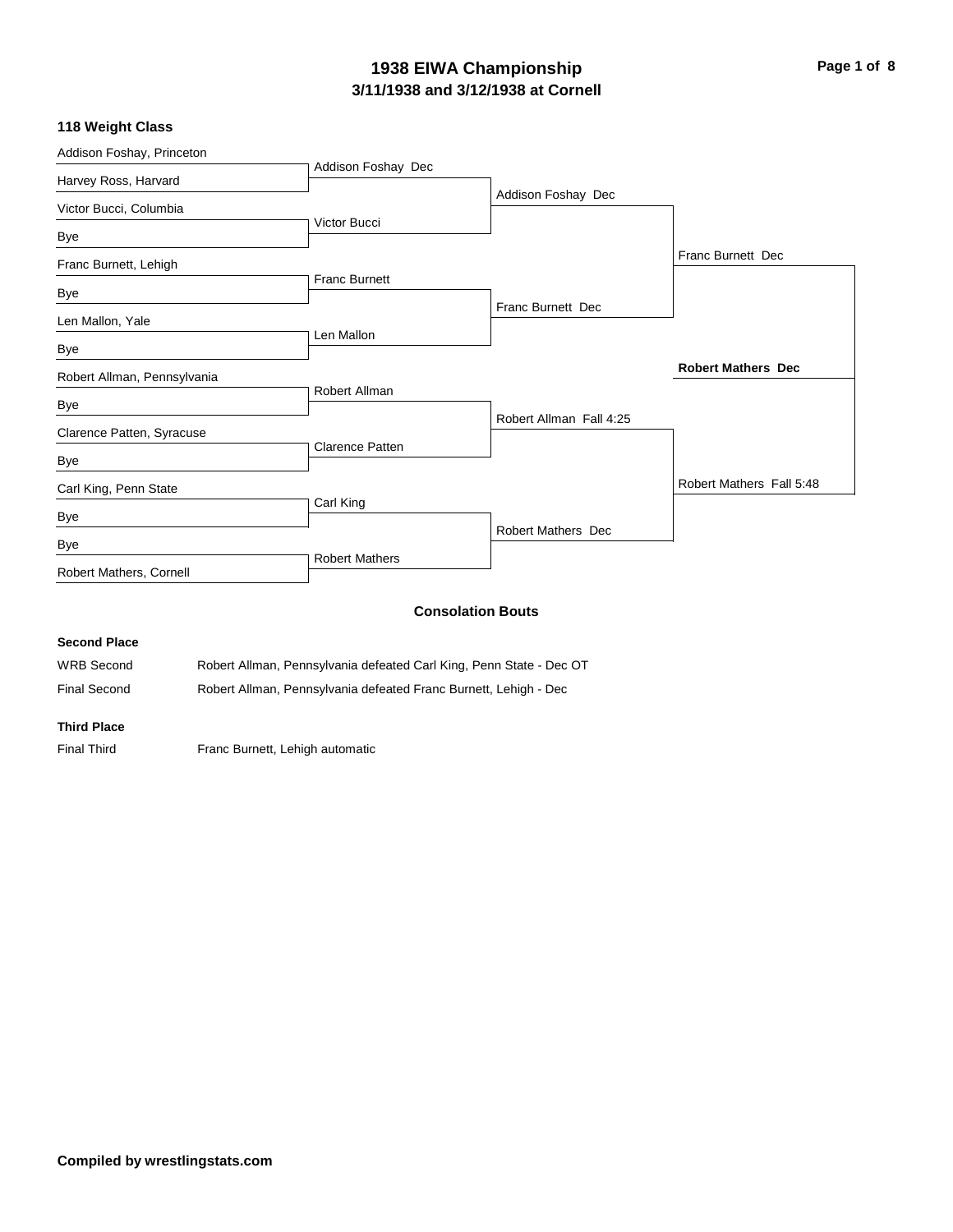# 1938 EIWA Championship
## 3/11/1938 and 3/12/1938 at Cornell

### 118 Weight Class

**First Round**

| Wrestler | Opponent | Result |
|---|---|---|
| Addison Foshay, Princeton | Harvey Ross, Harvard | Addison Foshay Dec |
| Victor Bucci, Columbia | Bye | Victor Bucci |
| Franc Burnett, Lehigh | Bye | Franc Burnett |
| Len Mallon, Yale | Bye | Len Mallon |
| Robert Allman, Pennsylvania | Bye | Robert Allman |
| Clarence Patten, Syracuse | Bye | Clarence Patten |
| Carl King, Penn State | Bye | Carl King |
| Bye | Robert Mathers, Cornell | Robert Mathers |

**Quarterfinals**

- Addison Foshay Dec
- Franc Burnett Dec
- Robert Allman Fall 4:25
- Robert Mathers Dec

**Semifinals**

- Franc Burnett Dec
- Robert Mathers Fall 5:48

**Final**

- **Robert Mathers Dec**

### Consolation Bouts

**Second Place**

| | |
|---|---|
| WRB Second | Robert Allman, Pennsylvania defeated Carl King, Penn State - Dec OT |
| Final Second | Robert Allman, Pennsylvania defeated Franc Burnett, Lehigh - Dec |

**Third Place**

| | |
|---|---|
| Final Third | Franc Burnett, Lehigh automatic |

**Compiled by wrestlingstats.com**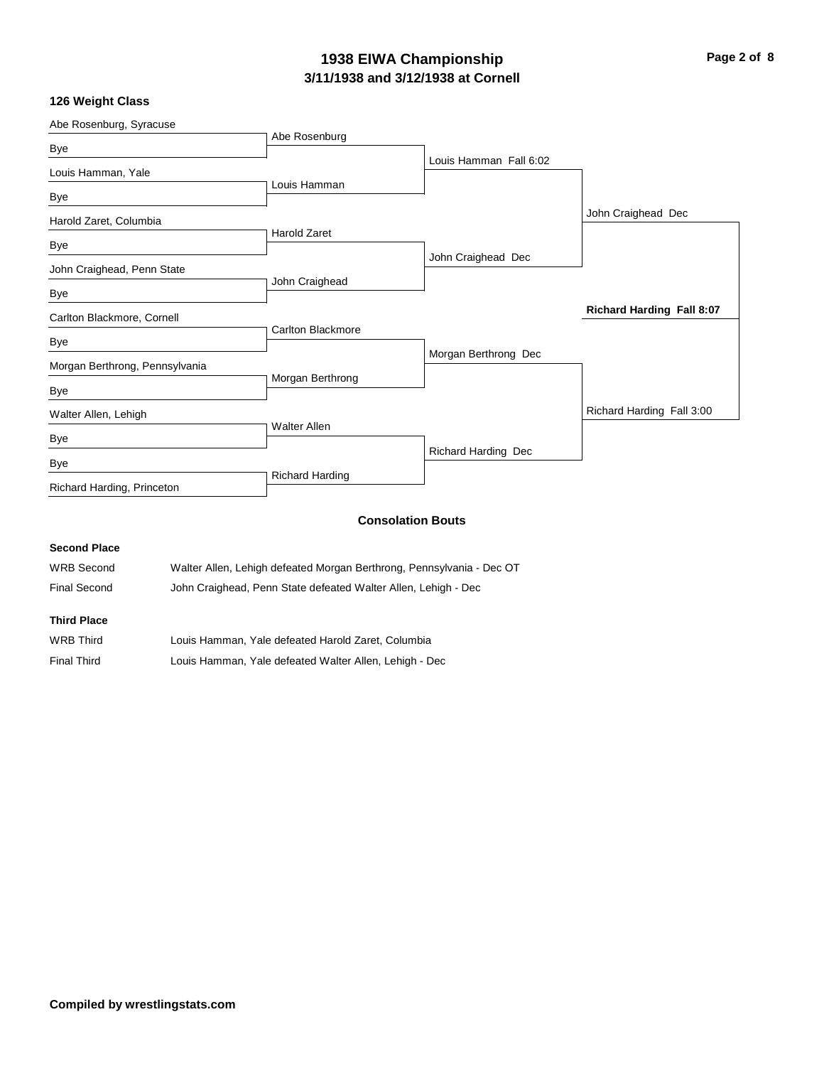# 1938 EIWA Championship

## 3/11/1938 and 3/12/1938 at Cornell

### 126 Weight Class

| First Round | Quarterfinals | Semifinals | Finals | Champion |
|---|---|---|---|---|
| Abe Rosenburg, Syracuse | Abe Rosenburg | Louis Hamman Fall 6:02 | John Craighead Dec | **Richard Harding Fall 8:07** |
| Bye | | | | |
| Louis Hamman, Yale | Louis Hamman | | | |
| Bye | | | | |
| Harold Zaret, Columbia | Harold Zaret | John Craighead Dec | | |
| Bye | | | | |
| John Craighead, Penn State | John Craighead | | | |
| Bye | | | | |
| Carlton Blackmore, Cornell | Carlton Blackmore | Morgan Berthrong Dec | Richard Harding Fall 3:00 | |
| Bye | | | | |
| Morgan Berthrong, Pennsylvania | Morgan Berthrong | | | |
| Bye | | | | |
| Walter Allen, Lehigh | Walter Allen | Richard Harding Dec | | |
| Bye | | | | |
| Bye | Richard Harding | | | |
| Richard Harding, Princeton | | | | |

### Consolation Bouts

**Second Place**

| | |
|---|---|
| WRB Second | Walter Allen, Lehigh defeated Morgan Berthrong, Pennsylvania - Dec OT |
| Final Second | John Craighead, Penn State defeated Walter Allen, Lehigh - Dec |

**Third Place**

| | |
|---|---|
| WRB Third | Louis Hamman, Yale defeated Harold Zaret, Columbia |
| Final Third | Louis Hamman, Yale defeated Walter Allen, Lehigh - Dec |

**Compiled by wrestlingstats.com**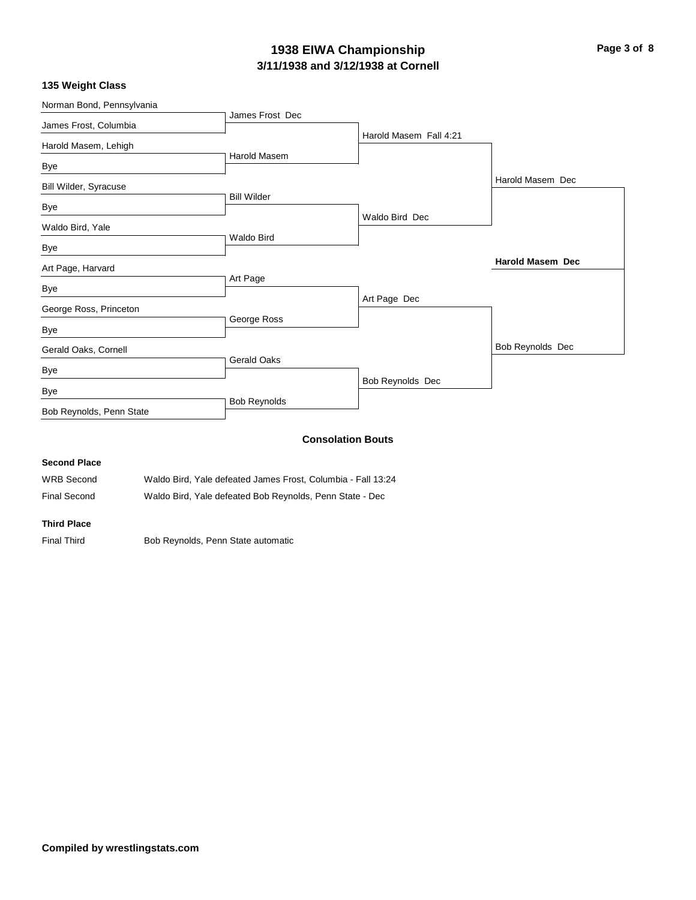# 1938 EIWA Championship

## 3/11/1938 and 3/12/1938 at Cornell

### 135 Weight Class

| First Round | Quarterfinals | Semifinals | Finals | Champion |
|---|---|---|---|---|
| Norman Bond, Pennsylvania | James Frost Dec | Harold Masem Fall 4:21 | Harold Masem Dec | **Harold Masem Dec** |
| James Frost, Columbia | | | | |
| Harold Masem, Lehigh | Harold Masem | | | |
| Bye | | | | |
| Bill Wilder, Syracuse | Bill Wilder | Waldo Bird Dec | | |
| Bye | | | | |
| Waldo Bird, Yale | Waldo Bird | | | |
| Bye | | | | |
| Art Page, Harvard | Art Page | Art Page Dec | Bob Reynolds Dec | |
| Bye | | | | |
| George Ross, Princeton | George Ross | | | |
| Bye | | | | |
| Gerald Oaks, Cornell | Gerald Oaks | Bob Reynolds Dec | | |
| Bye | | | | |
| Bye | Bob Reynolds | | | |
| Bob Reynolds, Penn State | | | | |

### Consolation Bouts

**Second Place**

| | |
|---|---|
| WRB Second | Waldo Bird, Yale defeated James Frost, Columbia - Fall 13:24 |
| Final Second | Waldo Bird, Yale defeated Bob Reynolds, Penn State - Dec |

**Third Place**

| | |
|---|---|
| Final Third | Bob Reynolds, Penn State automatic |

**Compiled by wrestlingstats.com**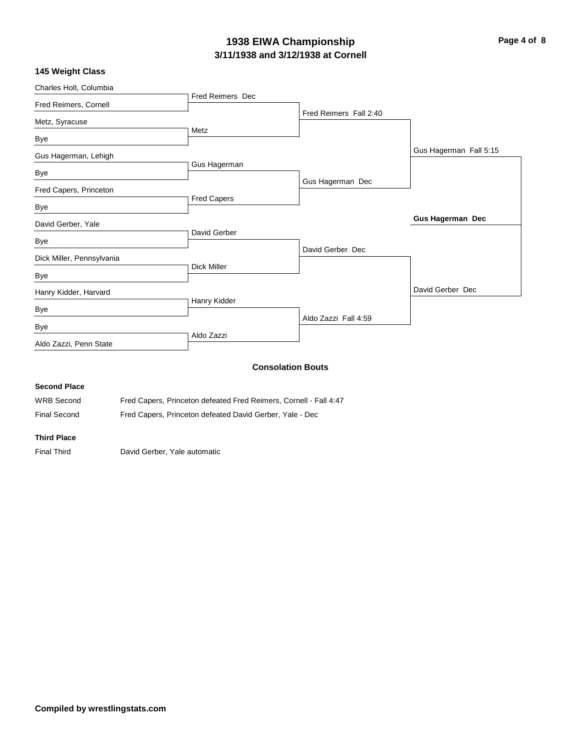# 1938 EIWA Championship

## 3/11/1938 and 3/12/1938 at Cornell

### 145 Weight Class

**First Round**

- Charles Holt, Columbia vs Fred Reimers, Cornell — Fred Reimers Dec
- Metz, Syracuse vs Bye — Metz
- Gus Hagerman, Lehigh vs Bye — Gus Hagerman
- Fred Capers, Princeton vs Bye — Fred Capers
- David Gerber, Yale vs Bye — David Gerber
- Dick Miller, Pennsylvania vs Bye — Dick Miller
- Hanry Kidder, Harvard vs Bye — Hanry Kidder
- Bye vs Aldo Zazzi, Penn State — Aldo Zazzi

**Quarterfinals**

- Fred Reimers Fall 2:40
- Gus Hagerman Dec
- David Gerber Dec
- Aldo Zazzi Fall 4:59

**Semifinals**

- Gus Hagerman Fall 5:15
- David Gerber Dec

**Final**

- **Gus Hagerman Dec**

### Consolation Bouts

**Second Place**

| | |
|---|---|
| WRB Second | Fred Capers, Princeton defeated Fred Reimers, Cornell - Fall 4:47 |
| Final Second | Fred Capers, Princeton defeated David Gerber, Yale - Dec |

**Third Place**

| | |
|---|---|
| Final Third | David Gerber, Yale automatic |

**Compiled by wrestlingstats.com**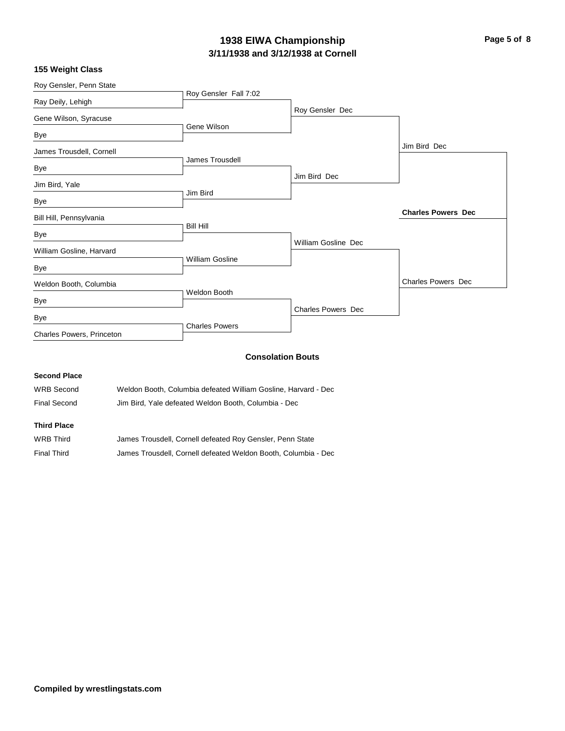# 1938 EIWA Championship
## 3/11/1938 and 3/12/1938 at Cornell

### 155 Weight Class

| First Round | Quarterfinals | Semifinals | Finals | Champion |
|---|---|---|---|---|
| Roy Gensler, Penn State | | | | |
| Ray Deily, Lehigh | Roy Gensler Fall 7:02 | | | |
| Gene Wilson, Syracuse | | Roy Gensler Dec | | |
| Bye | Gene Wilson | | | |
| James Trousdell, Cornell | | | Jim Bird Dec | |
| Bye | James Trousdell | | | |
| Jim Bird, Yale | | Jim Bird Dec | | |
| Bye | Jim Bird | | | |
| Bill Hill, Pennsylvania | | | | **Charles Powers Dec** |
| Bye | Bill Hill | | | |
| William Gosline, Harvard | | William Gosline Dec | | |
| Bye | William Gosline | | | |
| Weldon Booth, Columbia | | | Charles Powers Dec | |
| Bye | Weldon Booth | | | |
| Bye | | Charles Powers Dec | | |
| Charles Powers, Princeton | Charles Powers | | | |

### Consolation Bouts

**Second Place**

| | |
|---|---|
| WRB Second | Weldon Booth, Columbia defeated William Gosline, Harvard - Dec |
| Final Second | Jim Bird, Yale defeated Weldon Booth, Columbia - Dec |

**Third Place**

| | |
|---|---|
| WRB Third | James Trousdell, Cornell defeated Roy Gensler, Penn State |
| Final Third | James Trousdell, Cornell defeated Weldon Booth, Columbia - Dec |

**Compiled by wrestlingstats.com**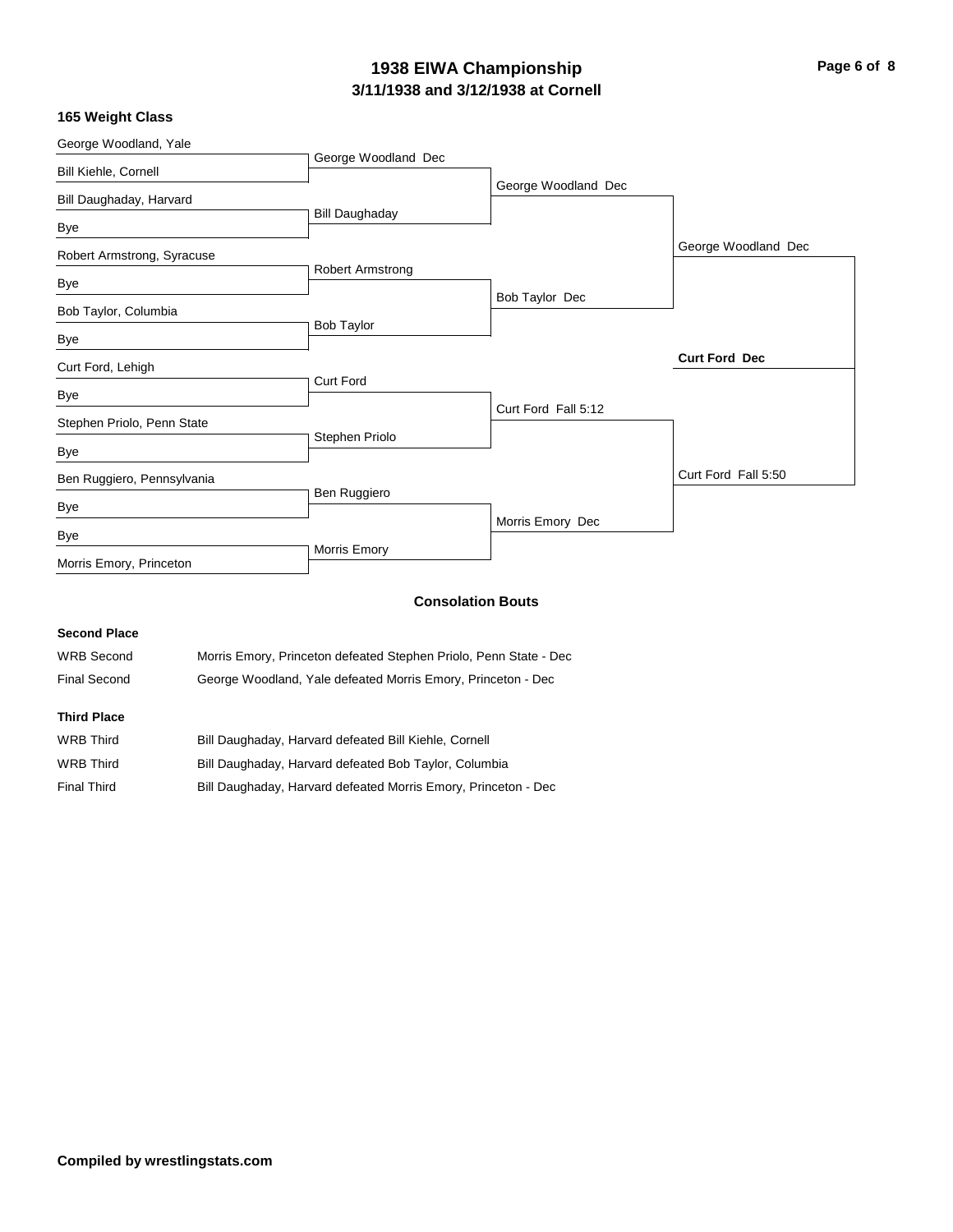# 1938 EIWA Championship

## 3/11/1938 and 3/12/1938 at Cornell

### 165 Weight Class

**First Round**

| Wrestler | Wrestler | Winner |
| --- | --- | --- |
| George Woodland, Yale | Bill Kiehle, Cornell | George Woodland Dec |
| Bill Daughaday, Harvard | Bye | Bill Daughaday |
| Robert Armstrong, Syracuse | Bye | Robert Armstrong |
| Bob Taylor, Columbia | Bye | Bob Taylor |
| Curt Ford, Lehigh | Bye | Curt Ford |
| Stephen Priolo, Penn State | Bye | Stephen Priolo |
| Ben Ruggiero, Pennsylvania | Bye | Ben Ruggiero |
| Bye | Morris Emory, Princeton | Morris Emory |

**Quarterfinals**

- George Woodland Dec
- Bob Taylor Dec
- Curt Ford Fall 5:12
- Morris Emory Dec

**Semifinals**

- George Woodland Dec
- Curt Ford Fall 5:50

**Final**

- **Curt Ford Dec**

### Consolation Bouts

**Second Place**

| | |
| --- | --- |
| WRB Second | Morris Emory, Princeton defeated Stephen Priolo, Penn State - Dec |
| Final Second | George Woodland, Yale defeated Morris Emory, Princeton - Dec |

**Third Place**

| | |
| --- | --- |
| WRB Third | Bill Daughaday, Harvard defeated Bill Kiehle, Cornell |
| WRB Third | Bill Daughaday, Harvard defeated Bob Taylor, Columbia |
| Final Third | Bill Daughaday, Harvard defeated Morris Emory, Princeton - Dec |

**Compiled by wrestlingstats.com**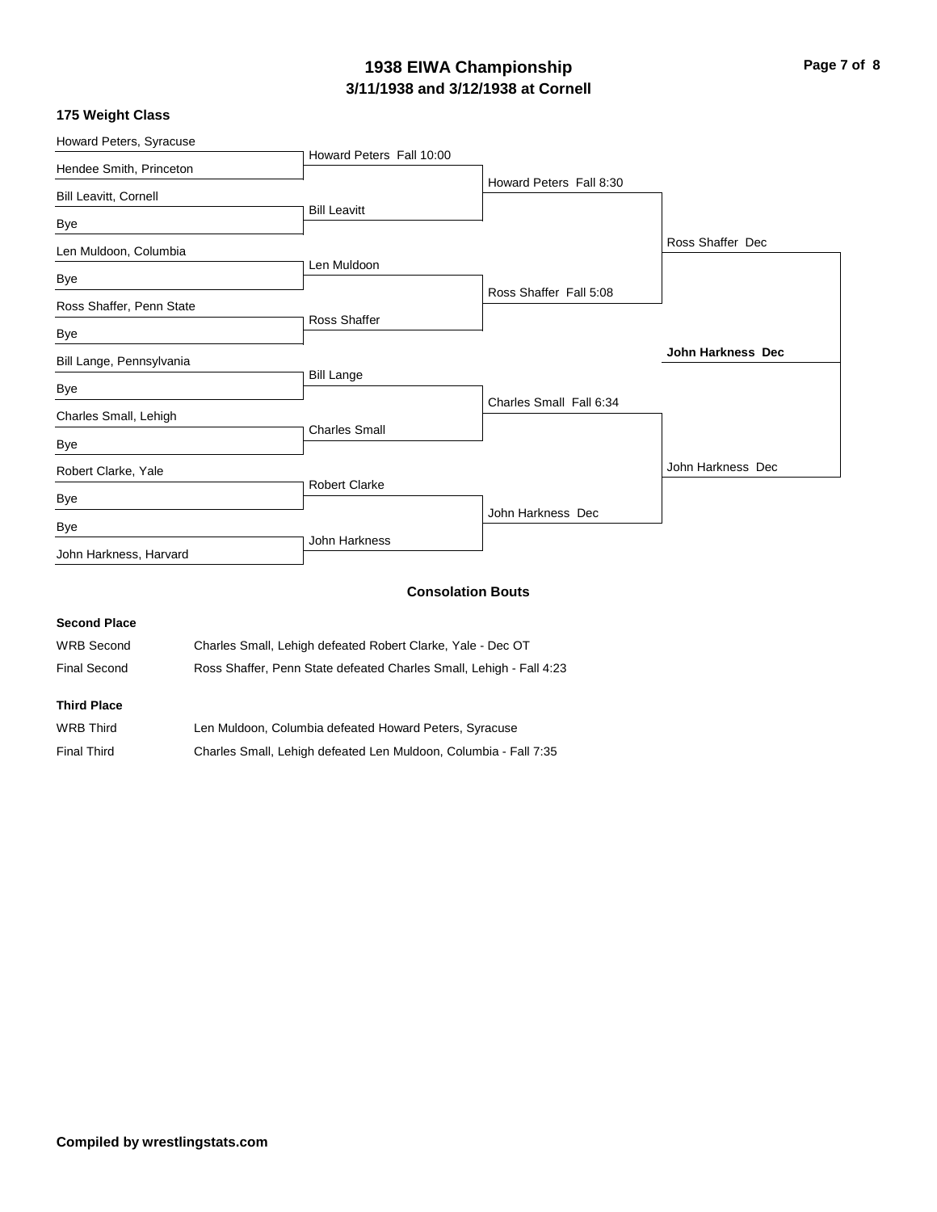# 1938 EIWA Championship

## 3/11/1938 and 3/12/1938 at Cornell

### 175 Weight Class

| First Round | Quarterfinals | Semifinals | Finals | Champion |
|---|---|---|---|---|
| Howard Peters, Syracuse | Howard Peters Fall 10:00 | Howard Peters Fall 8:30 | Ross Shaffer Dec | **John Harkness Dec** |
| Hendee Smith, Princeton | | | | |
| Bill Leavitt, Cornell | Bill Leavitt | | | |
| Bye | | | | |
| Len Muldoon, Columbia | Len Muldoon | Ross Shaffer Fall 5:08 | | |
| Bye | | | | |
| Ross Shaffer, Penn State | Ross Shaffer | | | |
| Bye | | | | |
| Bill Lange, Pennsylvania | Bill Lange | Charles Small Fall 6:34 | John Harkness Dec | |
| Bye | | | | |
| Charles Small, Lehigh | Charles Small | | | |
| Bye | | | | |
| Robert Clarke, Yale | Robert Clarke | John Harkness Dec | | |
| Bye | | | | |
| Bye | John Harkness | | | |
| John Harkness, Harvard | | | | |

### Consolation Bouts

**Second Place**

| | |
|---|---|
| WRB Second | Charles Small, Lehigh defeated Robert Clarke, Yale - Dec OT |
| Final Second | Ross Shaffer, Penn State defeated Charles Small, Lehigh - Fall 4:23 |

**Third Place**

| | |
|---|---|
| WRB Third | Len Muldoon, Columbia defeated Howard Peters, Syracuse |
| Final Third | Charles Small, Lehigh defeated Len Muldoon, Columbia - Fall 7:35 |

**Compiled by wrestlingstats.com**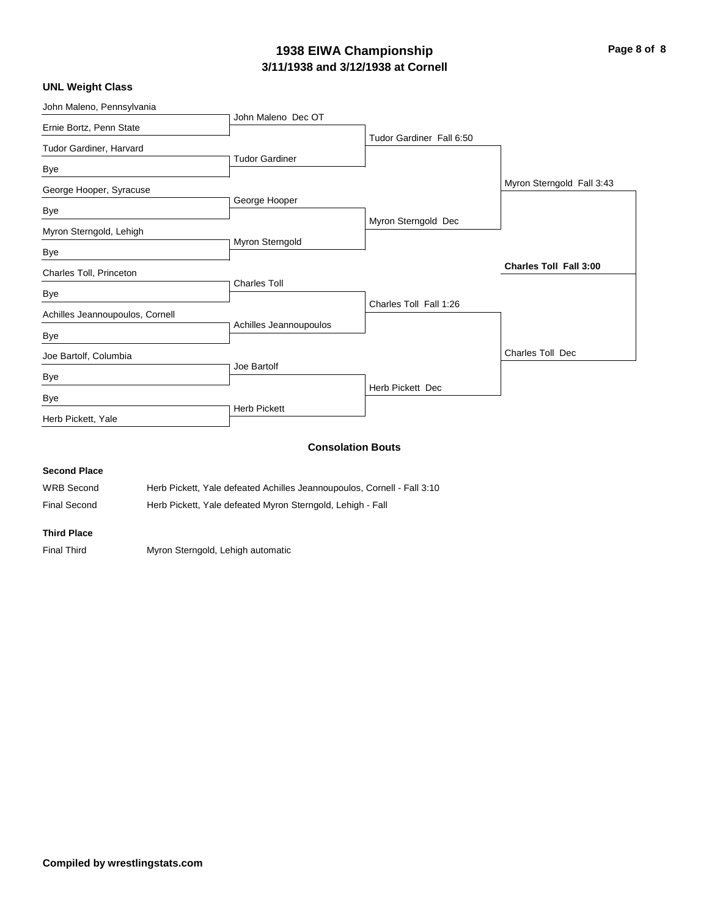# 1938 EIWA Championship

## 3/11/1938 and 3/12/1938 at Cornell

### UNL Weight Class

John Maleno, Pennsylvania
Ernie Bortz, Penn State
Tudor Gardiner, Harvard
Bye
George Hooper, Syracuse
Bye
Myron Sterngold, Lehigh
Bye
Charles Toll, Princeton
Bye
Achilles Jeannoupoulos, Cornell
Bye
Joe Bartolf, Columbia
Bye
Bye
Herb Pickett, Yale

John Maleno Dec OT
Tudor Gardiner
George Hooper
Myron Sterngold
Charles Toll
Achilles Jeannoupoulos
Joe Bartolf
Herb Pickett

Tudor Gardiner Fall 6:50
Myron Sterngold Dec
Charles Toll Fall 1:26
Herb Pickett Dec

Myron Sterngold Fall 3:43
Charles Toll Dec

**Charles Toll Fall 3:00**

### Consolation Bouts

**Second Place**

| | |
|---|---|
| WRB Second | Herb Pickett, Yale defeated Achilles Jeannoupoulos, Cornell - Fall 3:10 |
| Final Second | Herb Pickett, Yale defeated Myron Sterngold, Lehigh - Fall |

**Third Place**

| | |
|---|---|
| Final Third | Myron Sterngold, Lehigh automatic |

**Compiled by wrestlingstats.com**